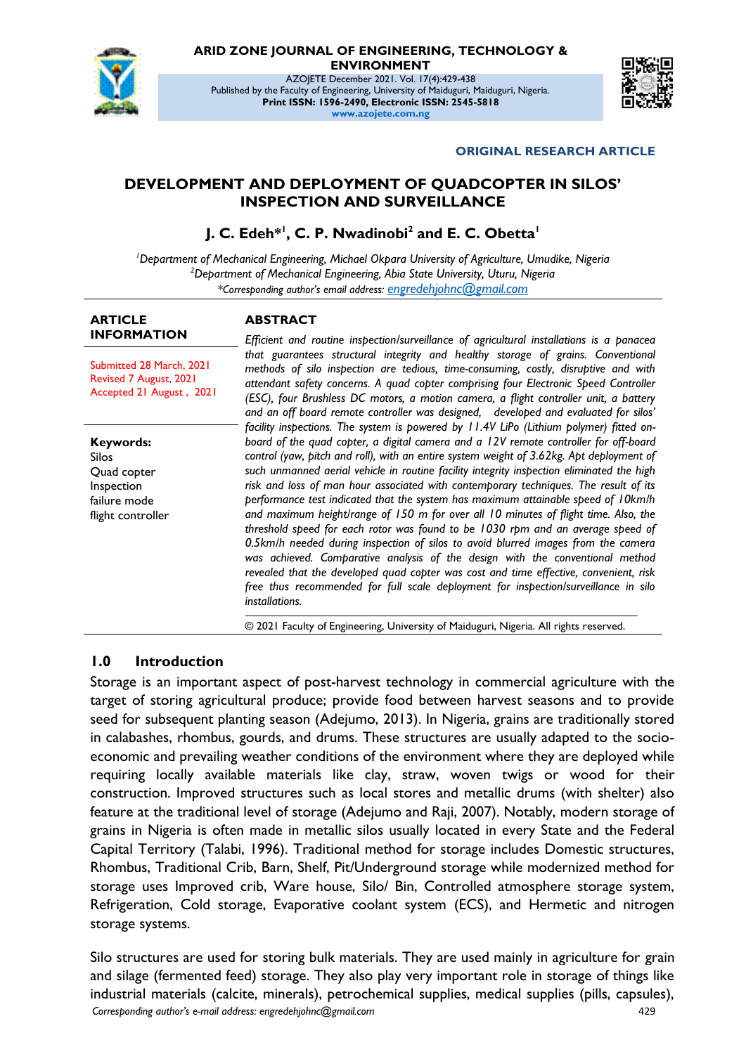ARID ZONE JOURNAL OF ENGINEERING, TECHNOLOGY & ENVIRONMENT

AZOJETE December 2021. Vol. 17(4):429-438

Published by the Faculty of Engineering, University of Maiduguri, Maiduguri, Nigeria.

**Print ISSN: 1596-2490, Electronic ISSN: 2545-5818**

www.azojete.com.ng

**ORIGINAL RESEARCH ARTICLE**

# DEVELOPMENT AND DEPLOYMENT OF QUADCOPTER IN SILOS' INSPECTION AND SURVEILLANCE

**J. C. Edeh*[1], C. P. Nwadinobi[2] and E. C. Obetta[1]**

[1]*Department of Mechanical Engineering, Michael Okpara University of Agriculture, Umudike, Nigeria*

[2]*Department of Mechanical Engineering, Abia State University, Uturu, Nigeria*

**Corresponding author's email address:* engredehjohnc@gmail.com

## ARTICLE INFORMATION

Submitted 28 March, 2021
Revised 7 August, 2021
Accepted 21 August , 2021

**Keywords:**
Silos
Quad copter
Inspection
failure mode
flight controller

## ABSTRACT

*Efficient and routine inspection/surveillance of agricultural installations is a panacea that guarantees structural integrity and healthy storage of grains. Conventional methods of silo inspection are tedious, time-consuming, costly, disruptive and with attendant safety concerns. A quad copter comprising four Electronic Speed Controller (ESC), four Brushless DC motors, a motion camera, a flight controller unit, a battery and an off board remote controller was designed, developed and evaluated for silos' facility inspections. The system is powered by 11.4V LiPo (Lithium polymer) fitted on-board of the quad copter, a digital camera and a 12V remote controller for off-board control (yaw, pitch and roll), with an entire system weight of 3.62kg. Apt deployment of such unmanned aerial vehicle in routine facility integrity inspection eliminated the high risk and loss of man hour associated with contemporary techniques. The result of its performance test indicated that the system has maximum attainable speed of 10km/h and maximum height/range of 150 m for over all 10 minutes of flight time. Also, the threshold speed for each rotor was found to be 1030 rpm and an average speed of 0.5km/h needed during inspection of silos to avoid blurred images from the camera was achieved. Comparative analysis of the design with the conventional method revealed that the developed quad copter was cost and time effective, convenient, risk free thus recommended for full scale deployment for inspection/surveillance in silo installations.*

© 2021 Faculty of Engineering, University of Maiduguri, Nigeria. All rights reserved.

## 1.0 Introduction

Storage is an important aspect of post-harvest technology in commercial agriculture with the target of storing agricultural produce; provide food between harvest seasons and to provide seed for subsequent planting season (Adejumo, 2013). In Nigeria, grains are traditionally stored in calabashes, rhombus, gourds, and drums. These structures are usually adapted to the socio-economic and prevailing weather conditions of the environment where they are deployed while requiring locally available materials like clay, straw, woven twigs or wood for their construction. Improved structures such as local stores and metallic drums (with shelter) also feature at the traditional level of storage (Adejumo and Raji, 2007). Notably, modern storage of grains in Nigeria is often made in metallic silos usually located in every State and the Federal Capital Territory (Talabi, 1996). Traditional method for storage includes Domestic structures, Rhombus, Traditional Crib, Barn, Shelf, Pit/Underground storage while modernized method for storage uses Improved crib, Ware house, Silo/ Bin, Controlled atmosphere storage system, Refrigeration, Cold storage, Evaporative coolant system (ECS), and Hermetic and nitrogen storage systems.

Silo structures are used for storing bulk materials. They are used mainly in agriculture for grain and silage (fermented feed) storage. They also play very important role in storage of things like industrial materials (calcite, minerals), petrochemical supplies, medical supplies (pills, capsules),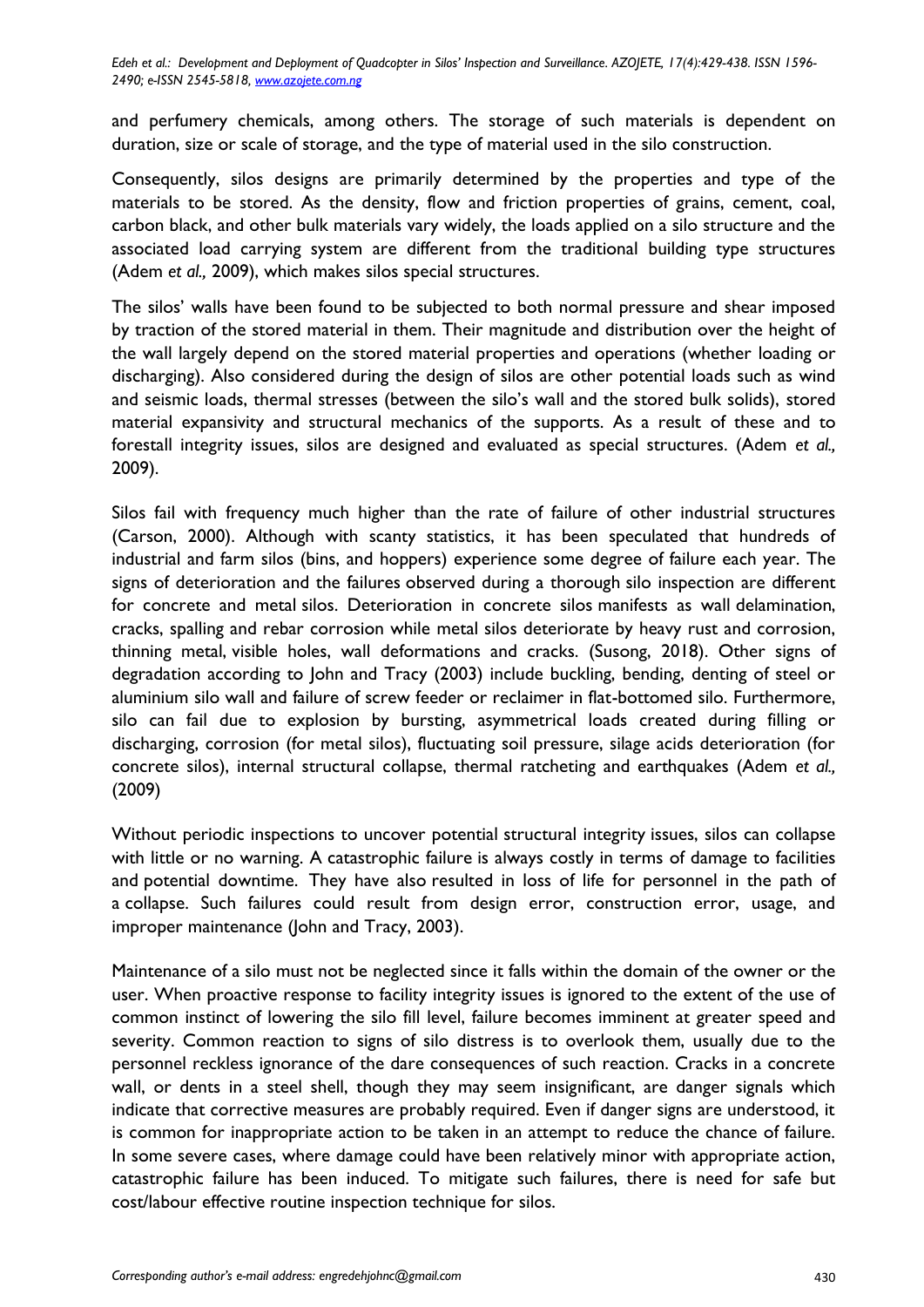and perfumery chemicals, among others. The storage of such materials is dependent on duration, size or scale of storage, and the type of material used in the silo construction.

Consequently, silos designs are primarily determined by the properties and type of the materials to be stored. As the density, flow and friction properties of grains, cement, coal, carbon black, and other bulk materials vary widely, the loads applied on a silo structure and the associated load carrying system are different from the traditional building type structures (Adem *et al.,* 2009), which makes silos special structures.

The silos' walls have been found to be subjected to both normal pressure and shear imposed by traction of the stored material in them. Their magnitude and distribution over the height of the wall largely depend on the stored material properties and operations (whether loading or discharging). Also considered during the design of silos are other potential loads such as wind and seismic loads, thermal stresses (between the silo's wall and the stored bulk solids), stored material expansivity and structural mechanics of the supports. As a result of these and to forestall integrity issues, silos are designed and evaluated as special structures. (Adem *et al.,* 2009).

Silos fail with frequency much higher than the rate of failure of other industrial structures (Carson, 2000). Although with scanty statistics, it has been speculated that hundreds of industrial and farm silos (bins, and hoppers) experience some degree of failure each year. The signs of deterioration and the failures observed during a thorough silo inspection are different for concrete and metal silos. Deterioration in concrete silos manifests as wall delamination, cracks, spalling and rebar corrosion while metal silos deteriorate by heavy rust and corrosion, thinning metal, visible holes, wall deformations and cracks. (Susong, 2018). Other signs of degradation according to John and Tracy (2003) include buckling, bending, denting of steel or aluminium silo wall and failure of screw feeder or reclaimer in flat-bottomed silo. Furthermore, silo can fail due to explosion by bursting, asymmetrical loads created during filling or discharging, corrosion (for metal silos), fluctuating soil pressure, silage acids deterioration (for concrete silos), internal structural collapse, thermal ratcheting and earthquakes (Adem *et al.,* (2009)

Without periodic inspections to uncover potential structural integrity issues, silos can collapse with little or no warning. A catastrophic failure is always costly in terms of damage to facilities and potential downtime. They have also resulted in loss of life for personnel in the path of a collapse. Such failures could result from design error, construction error, usage, and improper maintenance (John and Tracy, 2003).

Maintenance of a silo must not be neglected since it falls within the domain of the owner or the user. When proactive response to facility integrity issues is ignored to the extent of the use of common instinct of lowering the silo fill level, failure becomes imminent at greater speed and severity. Common reaction to signs of silo distress is to overlook them, usually due to the personnel reckless ignorance of the dare consequences of such reaction. Cracks in a concrete wall, or dents in a steel shell, though they may seem insignificant, are danger signals which indicate that corrective measures are probably required. Even if danger signs are understood, it is common for inappropriate action to be taken in an attempt to reduce the chance of failure. In some severe cases, where damage could have been relatively minor with appropriate action, catastrophic failure has been induced. To mitigate such failures, there is need for safe but cost/labour effective routine inspection technique for silos.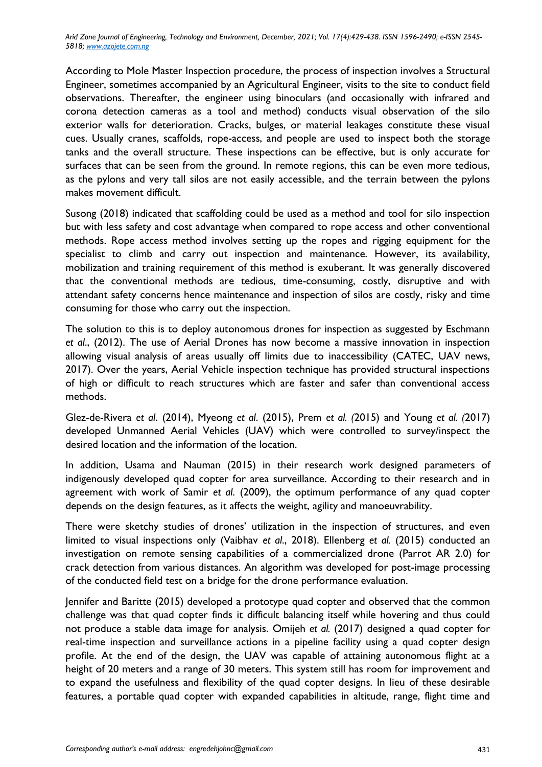According to Mole Master Inspection procedure, the process of inspection involves a Structural Engineer, sometimes accompanied by an Agricultural Engineer, visits to the site to conduct field observations. Thereafter, the engineer using binoculars (and occasionally with infrared and corona detection cameras as a tool and method) conducts visual observation of the silo exterior walls for deterioration. Cracks, bulges, or material leakages constitute these visual cues. Usually cranes, scaffolds, rope-access, and people are used to inspect both the storage tanks and the overall structure. These inspections can be effective, but is only accurate for surfaces that can be seen from the ground. In remote regions, this can be even more tedious, as the pylons and very tall silos are not easily accessible, and the terrain between the pylons makes movement difficult.

Susong (2018) indicated that scaffolding could be used as a method and tool for silo inspection but with less safety and cost advantage when compared to rope access and other conventional methods. Rope access method involves setting up the ropes and rigging equipment for the specialist to climb and carry out inspection and maintenance. However, its availability, mobilization and training requirement of this method is exuberant. It was generally discovered that the conventional methods are tedious, time-consuming, costly, disruptive and with attendant safety concerns hence maintenance and inspection of silos are costly, risky and time consuming for those who carry out the inspection.

The solution to this is to deploy autonomous drones for inspection as suggested by Eschmann *et al*., (2012). The use of Aerial Drones has now become a massive innovation in inspection allowing visual analysis of areas usually off limits due to inaccessibility (CATEC, UAV news, 2017). Over the years, Aerial Vehicle inspection technique has provided structural inspections of high or difficult to reach structures which are faster and safer than conventional access methods.

Glez-de-Rivera *et al*. (2014), Myeong *et al*. (2015), Prem *et al. (*2015) and Young *et al. (*2017) developed Unmanned Aerial Vehicles (UAV) which were controlled to survey/inspect the desired location and the information of the location.

In addition, Usama and Nauman (2015) in their research work designed parameters of indigenously developed quad copter for area surveillance. According to their research and in agreement with work of Samir *et al.* (2009), the optimum performance of any quad copter depends on the design features, as it affects the weight, agility and manoeuvrability.

There were sketchy studies of drones' utilization in the inspection of structures, and even limited to visual inspections only (Vaibhav *et al*., 2018). Ellenberg *et al.* (2015) conducted an investigation on remote sensing capabilities of a commercialized drone (Parrot AR 2.0) for crack detection from various distances. An algorithm was developed for post-image processing of the conducted field test on a bridge for the drone performance evaluation.

Jennifer and Baritte (2015) developed a prototype quad copter and observed that the common challenge was that quad copter finds it difficult balancing itself while hovering and thus could not produce a stable data image for analysis. Omijeh *et al.* (2017) designed a quad copter for real-time inspection and surveillance actions in a pipeline facility using a quad copter design profile. At the end of the design, the UAV was capable of attaining autonomous flight at a height of 20 meters and a range of 30 meters. This system still has room for improvement and to expand the usefulness and flexibility of the quad copter designs. In lieu of these desirable features, a portable quad copter with expanded capabilities in altitude, range, flight time and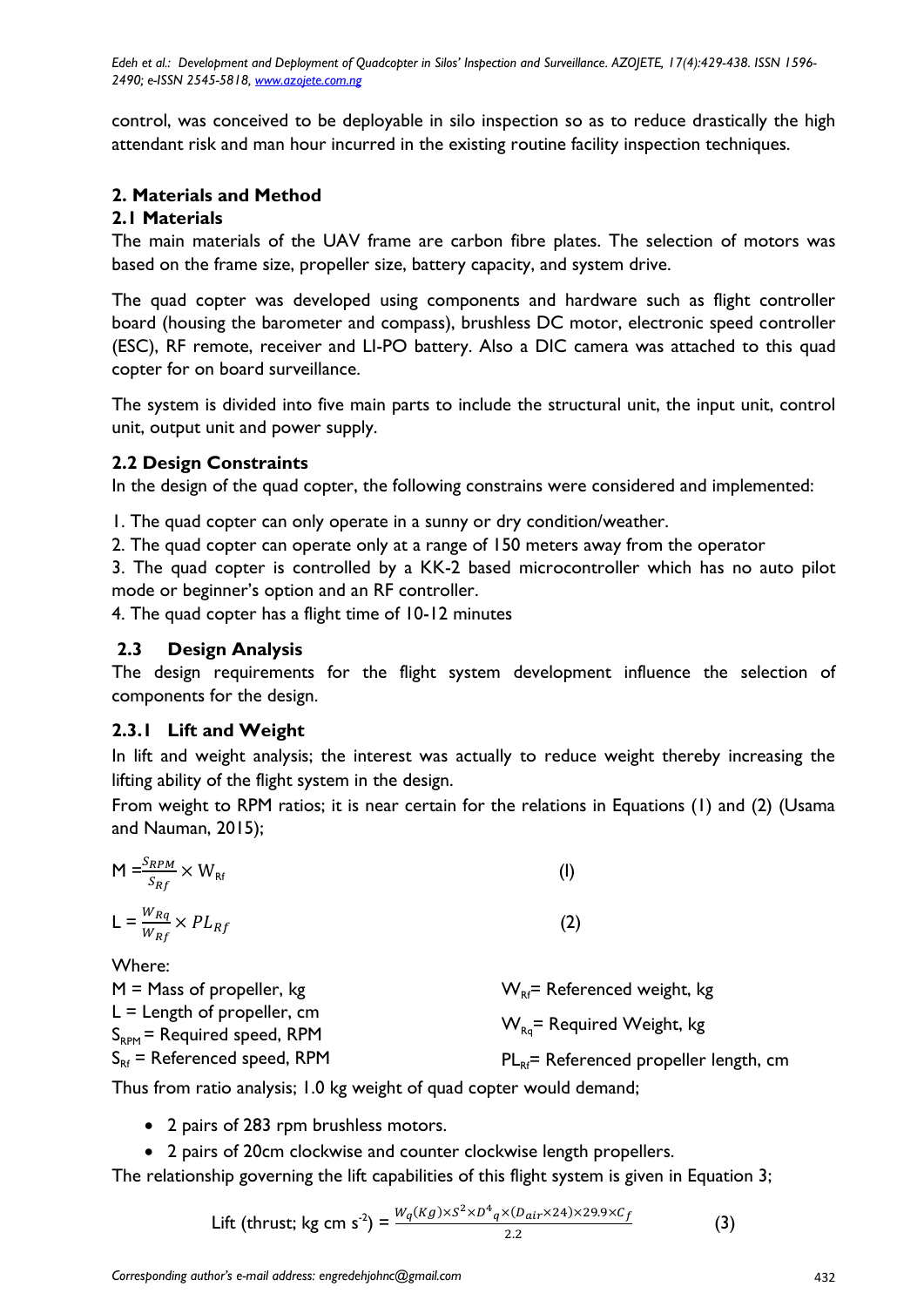control, was conceived to be deployable in silo inspection so as to reduce drastically the high attendant risk and man hour incurred in the existing routine facility inspection techniques.

## 2. Materials and Method

### 2.1 Materials

The main materials of the UAV frame are carbon fibre plates. The selection of motors was based on the frame size, propeller size, battery capacity, and system drive.

The quad copter was developed using components and hardware such as flight controller board (housing the barometer and compass), brushless DC motor, electronic speed controller (ESC), RF remote, receiver and LI-PO battery. Also a DIC camera was attached to this quad copter for on board surveillance.

The system is divided into five main parts to include the structural unit, the input unit, control unit, output unit and power supply.

### 2.2 Design Constraints

In the design of the quad copter, the following constrains were considered and implemented:

1. The quad copter can only operate in a sunny or dry condition/weather.
2. The quad copter can operate only at a range of 150 meters away from the operator
3. The quad copter is controlled by a KK-2 based microcontroller which has no auto pilot mode or beginner's option and an RF controller.
4. The quad copter has a flight time of 10-12 minutes

### 2.3 Design Analysis

The design requirements for the flight system development influence the selection of components for the design.

#### 2.3.1 Lift and Weight

In lift and weight analysis; the interest was actually to reduce weight thereby increasing the lifting ability of the flight system in the design.

From weight to RPM ratios; it is near certain for the relations in Equations (1) and (2) (Usama and Nauman, 2015);

$$M = \frac{S_{RPM}}{S_{Rf}} \times W_{Rf} \qquad (1)$$

$$L = \frac{W_{Rq}}{W_{Rf}} \times PL_{Rf} \qquad (2)$$

Where:

M = Mass of propeller, kg
L = Length of propeller, cm
$S_{RPM}$ = Required speed, RPM
$S_{Rf}$ = Referenced speed, RPM
$W_{Rf}$ = Referenced weight, kg
$W_{Rq}$ = Required Weight, kg
$PL_{Rf}$ = Referenced propeller length, cm

Thus from ratio analysis; 1.0 kg weight of quad copter would demand;

- 2 pairs of 283 rpm brushless motors.
- 2 pairs of 20cm clockwise and counter clockwise length propellers.

The relationship governing the lift capabilities of this flight system is given in Equation 3;

$$\text{Lift (thrust; kg cm s}^{-2}\text{)} = \frac{W_q(Kg) \times S^2 \times D^4{}_q \times (D_{air} \times 24) \times 29.9 \times C_f}{2.2} \qquad (3)$$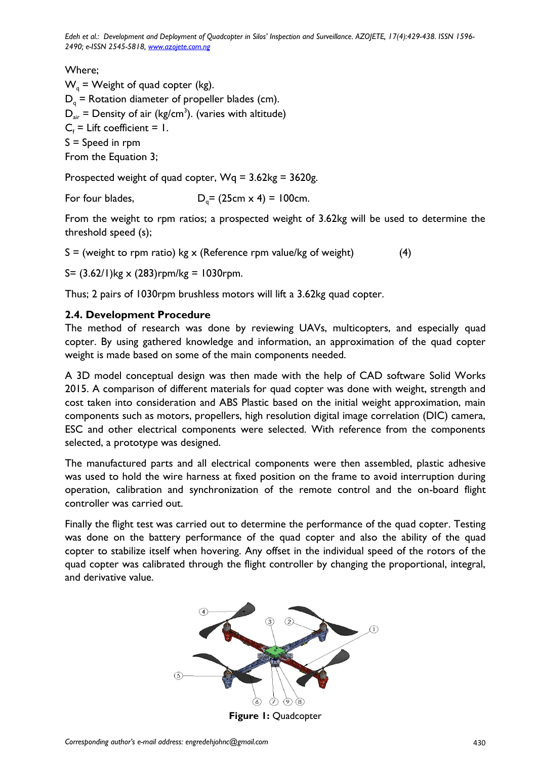Where;

$W_q$ = Weight of quad copter (kg).

$D_q$ = Rotation diameter of propeller blades (cm).

$D_{air}$ = Density of air (kg/cm$^3$). (varies with altitude)

$C_f$ = Lift coefficient = 1.

S = Speed in rpm

From the Equation 3;

Prospected weight of quad copter, Wq = 3.62kg = 3620g.

For four blades, $D_q$= (25cm x 4) = 100cm.

From the weight to rpm ratios; a prospected weight of 3.62kg will be used to determine the threshold speed (s);

S = (weight to rpm ratio) kg x (Reference rpm value/kg of weight) (4)

S= (3.62/1)kg x (283)rpm/kg = 1030rpm.

Thus; 2 pairs of 1030rpm brushless motors will lift a 3.62kg quad copter.

## 2.4. Development Procedure

The method of research was done by reviewing UAVs, multicopters, and especially quad copter. By using gathered knowledge and information, an approximation of the quad copter weight is made based on some of the main components needed.

A 3D model conceptual design was then made with the help of CAD software Solid Works 2015. A comparison of different materials for quad copter was done with weight, strength and cost taken into consideration and ABS Plastic based on the initial weight approximation, main components such as motors, propellers, high resolution digital image correlation (DIC) camera, ESC and other electrical components were selected. With reference from the components selected, a prototype was designed.

The manufactured parts and all electrical components were then assembled, plastic adhesive was used to hold the wire harness at fixed position on the frame to avoid interruption during operation, calibration and synchronization of the remote control and the on-board flight controller was carried out.

Finally the flight test was carried out to determine the performance of the quad copter. Testing was done on the battery performance of the quad copter and also the ability of the quad copter to stabilize itself when hovering. Any offset in the individual speed of the rotors of the quad copter was calibrated through the flight controller by changing the proportional, integral, and derivative value.

**Figure 1:** Quadcopter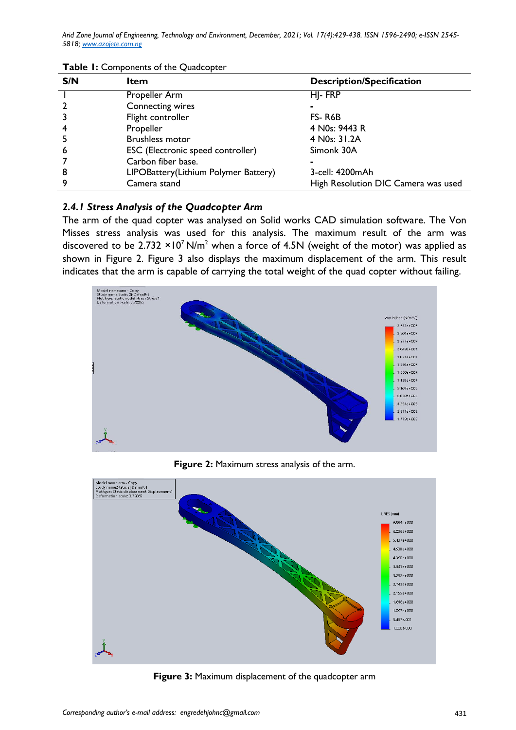**Table 1:** Components of the Quadcopter

| S/N | Item | Description/Specification |
|---|---|---|
| 1 | Propeller Arm | HJ- FRP |
| 2 | Connecting wires | - |
| 3 | Flight controller | FS- R6B |
| 4 | Propeller | 4 N0s: 9443 R |
| 5 | Brushless motor | 4 N0s: 31.2A |
| 6 | ESC (Electronic speed controller) | Simonk 30A |
| 7 | Carbon fiber base. | - |
| 8 | LIPOBattery(Lithium Polymer Battery) | 3-cell: 4200mAh |
| 9 | Camera stand | High Resolution DIC Camera was used |

### *2.4.1 Stress Analysis of the Quadcopter Arm*

The arm of the quad copter was analysed on Solid works CAD simulation software. The Von Misses stress analysis was used for this analysis. The maximum result of the arm was discovered to be $2.732 \times 10^7$ N/m$^2$ when a force of 4.5N (weight of the motor) was applied as shown in Figure 2. Figure 3 also displays the maximum displacement of the arm. This result indicates that the arm is capable of carrying the total weight of the quad copter without failing.

**Figure 2:** Maximum stress analysis of the arm.

**Figure 3:** Maximum displacement of the quadcopter arm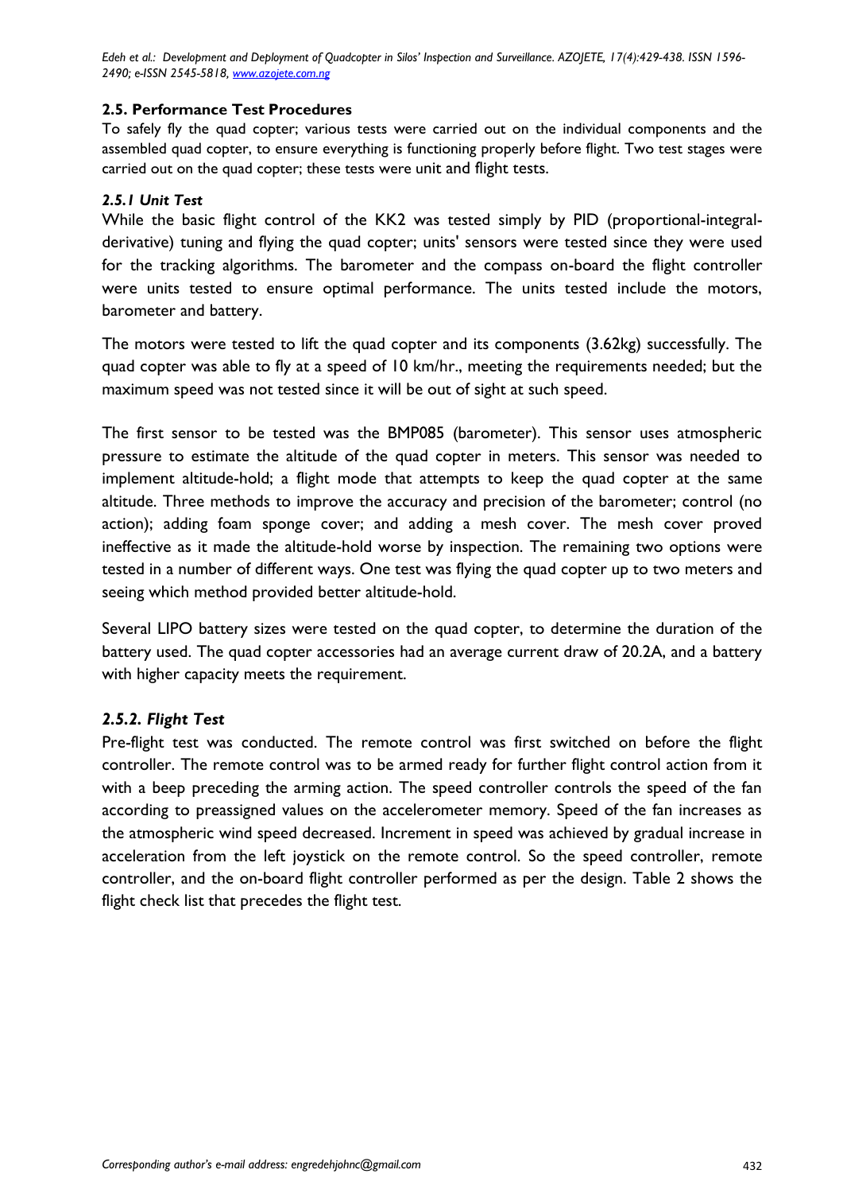### 2.5. Performance Test Procedures

To safely fly the quad copter; various tests were carried out on the individual components and the assembled quad copter, to ensure everything is functioning properly before flight. Two test stages were carried out on the quad copter; these tests were unit and flight tests.

#### *2.5.1 Unit Test*

While the basic flight control of the KK2 was tested simply by PID (proportional-integral-derivative) tuning and flying the quad copter; units' sensors were tested since they were used for the tracking algorithms. The barometer and the compass on-board the flight controller were units tested to ensure optimal performance. The units tested include the motors, barometer and battery.

The motors were tested to lift the quad copter and its components (3.62kg) successfully. The quad copter was able to fly at a speed of 10 km/hr., meeting the requirements needed; but the maximum speed was not tested since it will be out of sight at such speed.

The first sensor to be tested was the BMP085 (barometer). This sensor uses atmospheric pressure to estimate the altitude of the quad copter in meters. This sensor was needed to implement altitude-hold; a flight mode that attempts to keep the quad copter at the same altitude. Three methods to improve the accuracy and precision of the barometer; control (no action); adding foam sponge cover; and adding a mesh cover. The mesh cover proved ineffective as it made the altitude-hold worse by inspection. The remaining two options were tested in a number of different ways. One test was flying the quad copter up to two meters and seeing which method provided better altitude-hold.

Several LIPO battery sizes were tested on the quad copter, to determine the duration of the battery used. The quad copter accessories had an average current draw of 20.2A, and a battery with higher capacity meets the requirement.

#### *2.5.2. Flight Test*

Pre-flight test was conducted. The remote control was first switched on before the flight controller. The remote control was to be armed ready for further flight control action from it with a beep preceding the arming action. The speed controller controls the speed of the fan according to preassigned values on the accelerometer memory. Speed of the fan increases as the atmospheric wind speed decreased. Increment in speed was achieved by gradual increase in acceleration from the left joystick on the remote control. So the speed controller, remote controller, and the on-board flight controller performed as per the design. Table 2 shows the flight check list that precedes the flight test.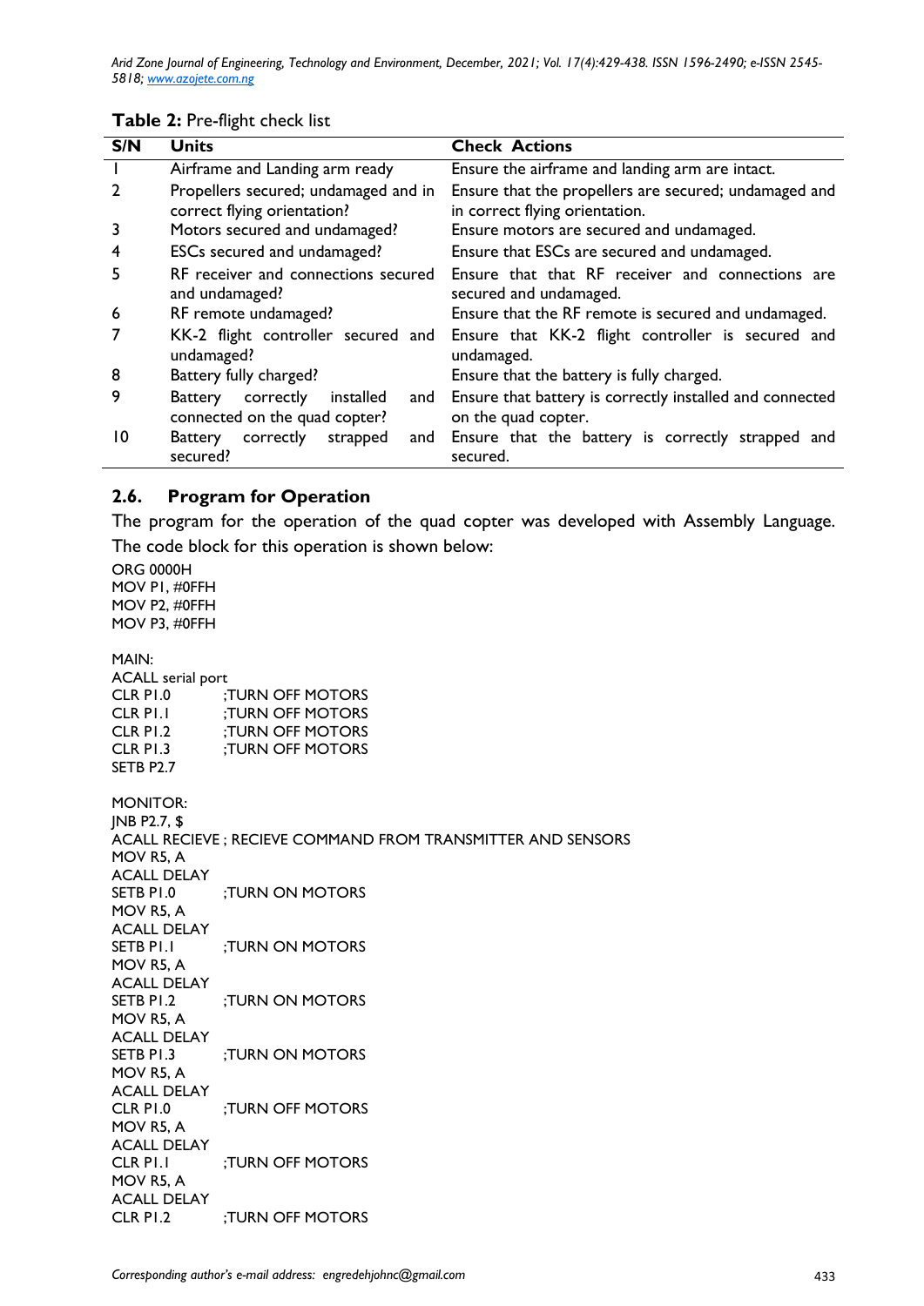**Table 2:** Pre-flight check list

| S/N | Units | Check Actions |
|---|---|---|
| 1 | Airframe and Landing arm ready | Ensure the airframe and landing arm are intact. |
| 2 | Propellers secured; undamaged and in correct flying orientation? | Ensure that the propellers are secured; undamaged and in correct flying orientation. |
| 3 | Motors secured and undamaged? | Ensure motors are secured and undamaged. |
| 4 | ESCs secured and undamaged? | Ensure that ESCs are secured and undamaged. |
| 5 | RF receiver and connections secured and undamaged? | Ensure that that RF receiver and connections are secured and undamaged. |
| 6 | RF remote undamaged? | Ensure that the RF remote is secured and undamaged. |
| 7 | KK-2 flight controller secured and undamaged? | Ensure that KK-2 flight controller is secured and undamaged. |
| 8 | Battery fully charged? | Ensure that the battery is fully charged. |
| 9 | Battery correctly installed and connected on the quad copter? | Ensure that battery is correctly installed and connected on the quad copter. |
| 10 | Battery correctly strapped and secured? | Ensure that the battery is correctly strapped and secured. |

## 2.6. Program for Operation

The program for the operation of the quad copter was developed with Assembly Language. The code block for this operation is shown below:

```
ORG 0000H
MOV P1, #0FFH
MOV P2, #0FFH
MOV P3, #0FFH

MAIN:
ACALL serial port
CLR P1.0        ;TURN OFF MOTORS
CLR P1.1        ;TURN OFF MOTORS
CLR P1.2        ;TURN OFF MOTORS
CLR P1.3        ;TURN OFF MOTORS
SETB P2.7

MONITOR:
JNB P2.7, $
ACALL RECIEVE ; RECIEVE COMMAND FROM TRANSMITTER AND SENSORS
MOV R5, A
ACALL DELAY
SETB P1.0       ;TURN ON MOTORS
MOV R5, A
ACALL DELAY
SETB P1.1       ;TURN ON MOTORS
MOV R5, A
ACALL DELAY
SETB P1.2       ;TURN ON MOTORS
MOV R5, A
ACALL DELAY
SETB P1.3       ;TURN ON MOTORS
MOV R5, A
ACALL DELAY
CLR P1.0        ;TURN OFF MOTORS
MOV R5, A
ACALL DELAY
CLR P1.1        ;TURN OFF MOTORS
MOV R5, A
ACALL DELAY
CLR P1.2        ;TURN OFF MOTORS
```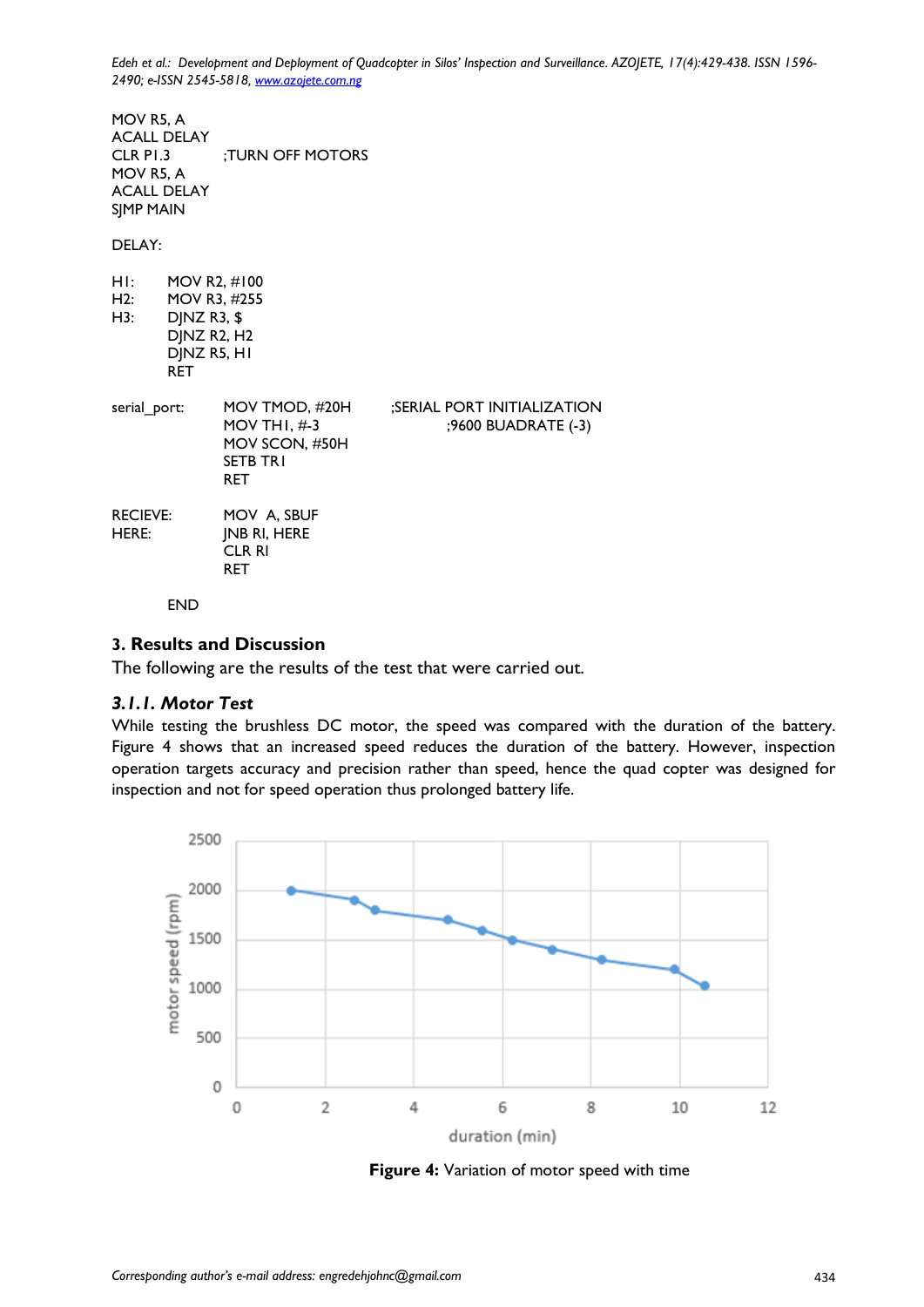```
MOV R5, A
ACALL DELAY
CLR P1.3        ;TURN OFF MOTORS
MOV R5, A
ACALL DELAY
SJMP MAIN

DELAY:

H1:     MOV R2, #100
H2:     MOV R3, #255
H3:     DJNZ R3, $
        DJNZ R2, H2
        DJNZ R5, H1
        RET

serial_port:    MOV TMOD, #20H      ;SERIAL PORT INITIALIZATION
                MOV TH1, #-3             ;9600 BUADRATE (-3)
                MOV SCON, #50H
                SETB TR1
                RET

RECIEVE:        MOV  A, SBUF
HERE:           JNB RI, HERE
                CLR RI
                RET

        END
```

## 3. Results and Discussion

The following are the results of the test that were carried out.

### *3.1.1. Motor Test*

While testing the brushless DC motor, the speed was compared with the duration of the battery. Figure 4 shows that an increased speed reduces the duration of the battery. However, inspection operation targets accuracy and precision rather than speed, hence the quad copter was designed for inspection and not for speed operation thus prolonged battery life.

**Figure 4:** Variation of motor speed with time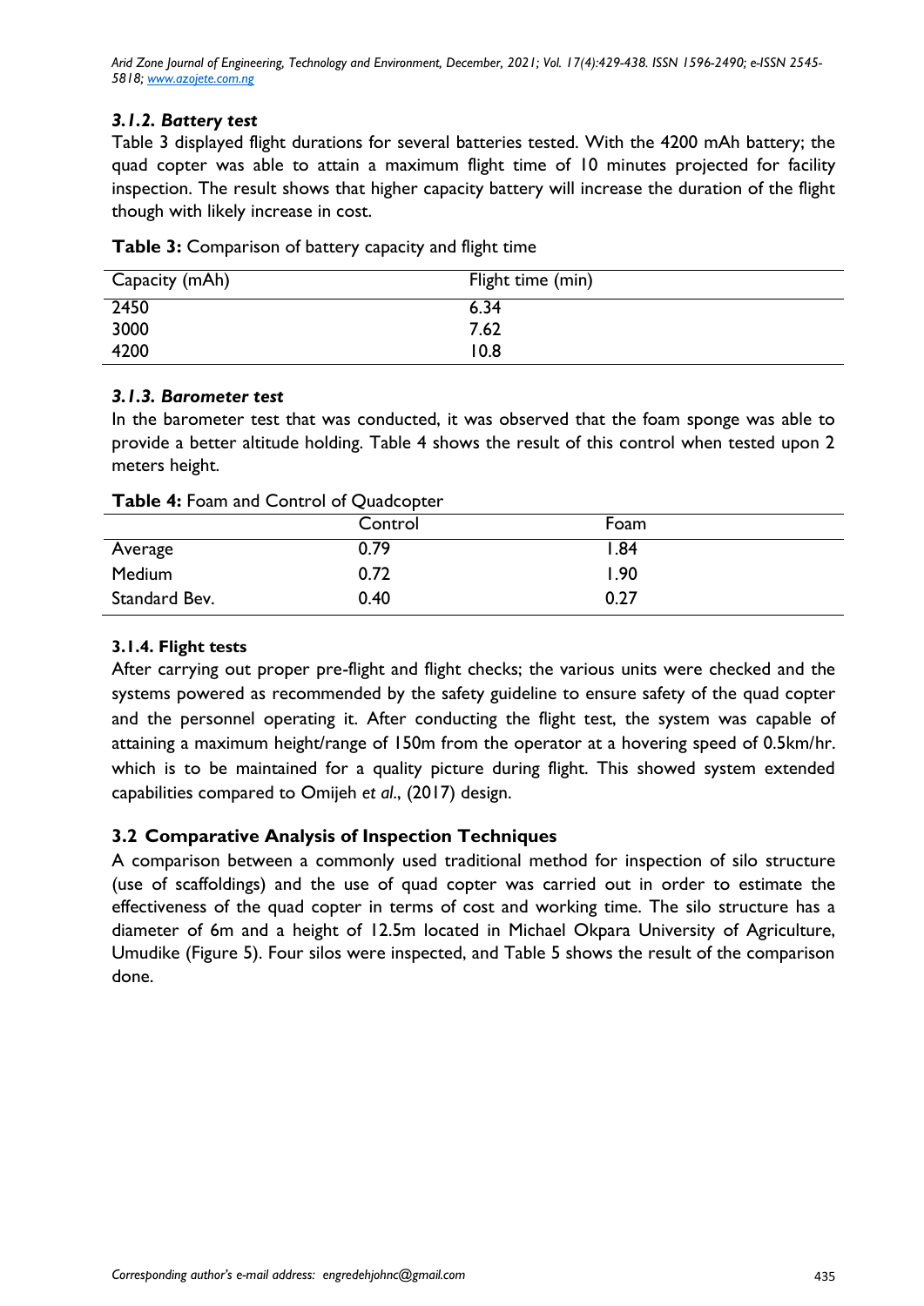### *3.1.2. Battery test*

Table 3 displayed flight durations for several batteries tested. With the 4200 mAh battery; the quad copter was able to attain a maximum flight time of 10 minutes projected for facility inspection. The result shows that higher capacity battery will increase the duration of the flight though with likely increase in cost.

**Table 3:** Comparison of battery capacity and flight time

| Capacity (mAh) | Flight time (min) |
|---|---|
| 2450 | 6.34 |
| 3000 | 7.62 |
| 4200 | 10.8 |

### *3.1.3. Barometer test*

In the barometer test that was conducted, it was observed that the foam sponge was able to provide a better altitude holding. Table 4 shows the result of this control when tested upon 2 meters height.

**Table 4:** Foam and Control of Quadcopter

| | Control | Foam |
|---|---|---|
| Average | 0.79 | 1.84 |
| Medium | 0.72 | 1.90 |
| Standard Bev. | 0.40 | 0.27 |

### 3.1.4. Flight tests

After carrying out proper pre-flight and flight checks; the various units were checked and the systems powered as recommended by the safety guideline to ensure safety of the quad copter and the personnel operating it. After conducting the flight test, the system was capable of attaining a maximum height/range of 150m from the operator at a hovering speed of 0.5km/hr. which is to be maintained for a quality picture during flight. This showed system extended capabilities compared to Omijeh *et al*., (2017) design.

## 3.2 Comparative Analysis of Inspection Techniques

A comparison between a commonly used traditional method for inspection of silo structure (use of scaffoldings) and the use of quad copter was carried out in order to estimate the effectiveness of the quad copter in terms of cost and working time. The silo structure has a diameter of 6m and a height of 12.5m located in Michael Okpara University of Agriculture, Umudike (Figure 5). Four silos were inspected, and Table 5 shows the result of the comparison done.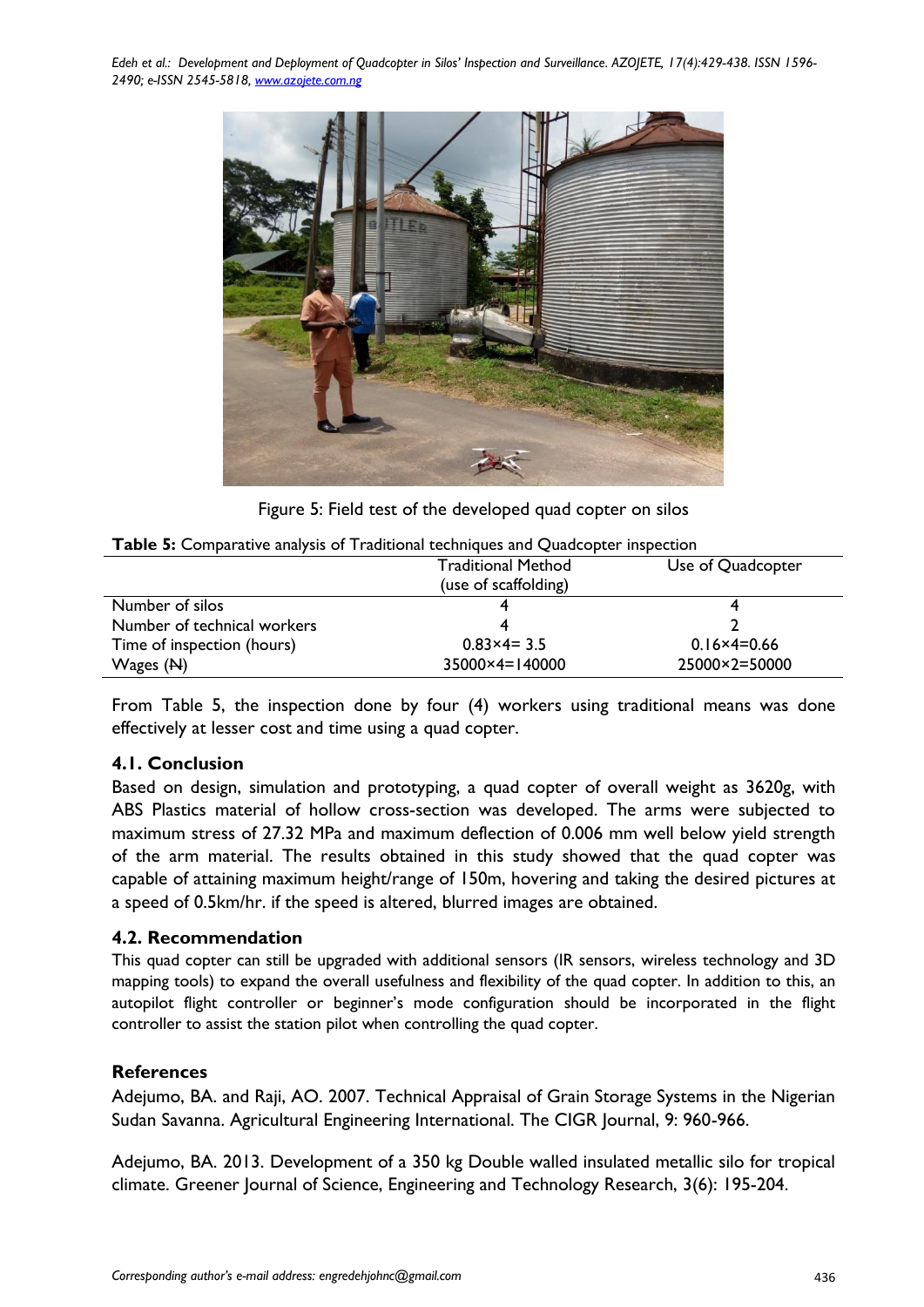Figure 5: Field test of the developed quad copter on silos

**Table 5:** Comparative analysis of Traditional techniques and Quadcopter inspection

| | Traditional Method (use of scaffolding) | Use of Quadcopter |
|---|---|---|
| Number of silos | 4 | 4 |
| Number of technical workers | 4 | 2 |
| Time of inspection (hours) | 0.83×4= 3.5 | 0.16×4=0.66 |
| Wages (₦) | 35000×4=140000 | 25000×2=50000 |

From Table 5, the inspection done by four (4) workers using traditional means was done effectively at lesser cost and time using a quad copter.

## 4.1. Conclusion

Based on design, simulation and prototyping, a quad copter of overall weight as 3620g, with ABS Plastics material of hollow cross-section was developed. The arms were subjected to maximum stress of 27.32 MPa and maximum deflection of 0.006 mm well below yield strength of the arm material. The results obtained in this study showed that the quad copter was capable of attaining maximum height/range of 150m, hovering and taking the desired pictures at a speed of 0.5km/hr. if the speed is altered, blurred images are obtained.

## 4.2. Recommendation

This quad copter can still be upgraded with additional sensors (IR sensors, wireless technology and 3D mapping tools) to expand the overall usefulness and flexibility of the quad copter. In addition to this, an autopilot flight controller or beginner's mode configuration should be incorporated in the flight controller to assist the station pilot when controlling the quad copter.

## References

Adejumo, BA. and Raji, AO. 2007. Technical Appraisal of Grain Storage Systems in the Nigerian Sudan Savanna. Agricultural Engineering International. The CIGR Journal, 9: 960-966.

Adejumo, BA. 2013. Development of a 350 kg Double walled insulated metallic silo for tropical climate. Greener Journal of Science, Engineering and Technology Research, 3(6): 195-204.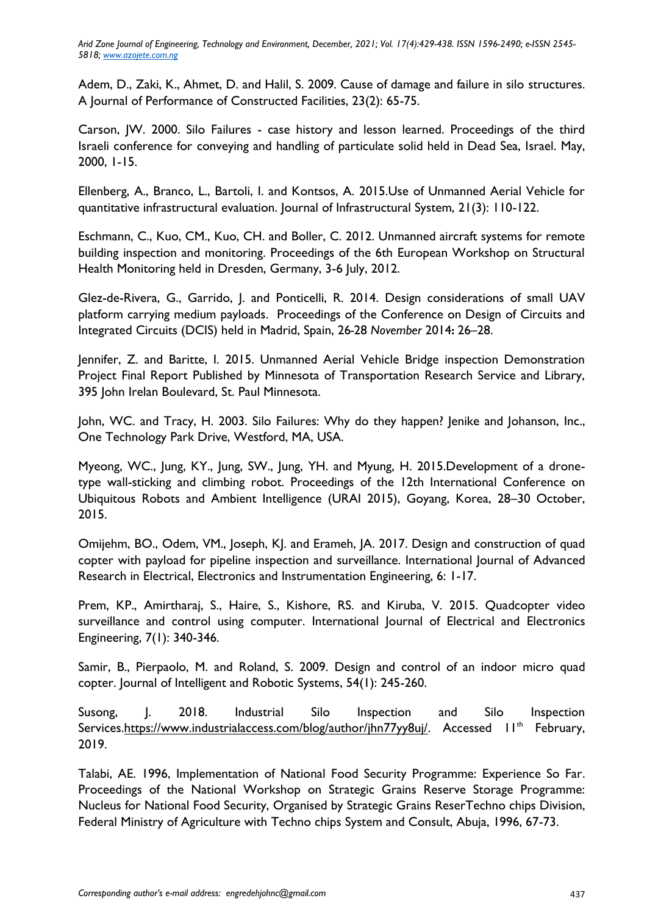Adem, D., Zaki, K., Ahmet, D. and Halil, S. 2009. Cause of damage and failure in silo structures. A Journal of Performance of Constructed Facilities, 23(2): 65-75.

Carson, JW. 2000. Silo Failures - case history and lesson learned. Proceedings of the third Israeli conference for conveying and handling of particulate solid held in Dead Sea, Israel. May, 2000, 1-15.

Ellenberg, A., Branco, L., Bartoli, I. and Kontsos, A. 2015.Use of Unmanned Aerial Vehicle for quantitative infrastructural evaluation. Journal of Infrastructural System, 21(3): 110-122.

Eschmann, C., Kuo, CM., Kuo, CH. and Boller, C. 2012. Unmanned aircraft systems for remote building inspection and monitoring. Proceedings of the 6th European Workshop on Structural Health Monitoring held in Dresden, Germany, 3-6 July, 2012.

Glez-de-Rivera, G., Garrido, J. and Ponticelli, R. 2014. Design considerations of small UAV platform carrying medium payloads. Proceedings of the Conference on Design of Circuits and Integrated Circuits (DCIS) held in Madrid, Spain, 26-28 *November* 2014**:** 26–28.

Jennifer, Z. and Baritte, I. 2015. Unmanned Aerial Vehicle Bridge inspection Demonstration Project Final Report Published by Minnesota of Transportation Research Service and Library, 395 John Irelan Boulevard, St. Paul Minnesota.

John, WC. and Tracy, H. 2003. Silo Failures: Why do they happen? Jenike and Johanson, Inc., One Technology Park Drive, Westford, MA, USA.

Myeong, WC., Jung, KY., Jung, SW., Jung, YH. and Myung, H. 2015.Development of a drone-type wall-sticking and climbing robot. Proceedings of the 12th International Conference on Ubiquitous Robots and Ambient Intelligence (URAI 2015), Goyang, Korea, 28–30 October, 2015.

Omijehm, BO., Odem, VM., Joseph, KJ. and Erameh, JA. 2017. Design and construction of quad copter with payload for pipeline inspection and surveillance. International Journal of Advanced Research in Electrical, Electronics and Instrumentation Engineering, 6: 1-17.

Prem, KP., Amirtharaj, S., Haire, S., Kishore, RS. and Kiruba, V. 2015. Quadcopter video surveillance and control using computer. International Journal of Electrical and Electronics Engineering, 7(1): 340-346.

Samir, B., Pierpaolo, M. and Roland, S. 2009. Design and control of an indoor micro quad copter. Journal of Intelligent and Robotic Systems, 54(1): 245-260.

Susong, J. 2018. Industrial Silo Inspection and Silo Inspection Services.https://www.industrialaccess.com/blog/author/jhn77yy8uj/. Accessed 11th February, 2019.

Talabi, AE. 1996, Implementation of National Food Security Programme: Experience So Far. Proceedings of the National Workshop on Strategic Grains Reserve Storage Programme: Nucleus for National Food Security, Organised by Strategic Grains ReserTechno chips Division, Federal Ministry of Agriculture with Techno chips System and Consult, Abuja, 1996, 67-73.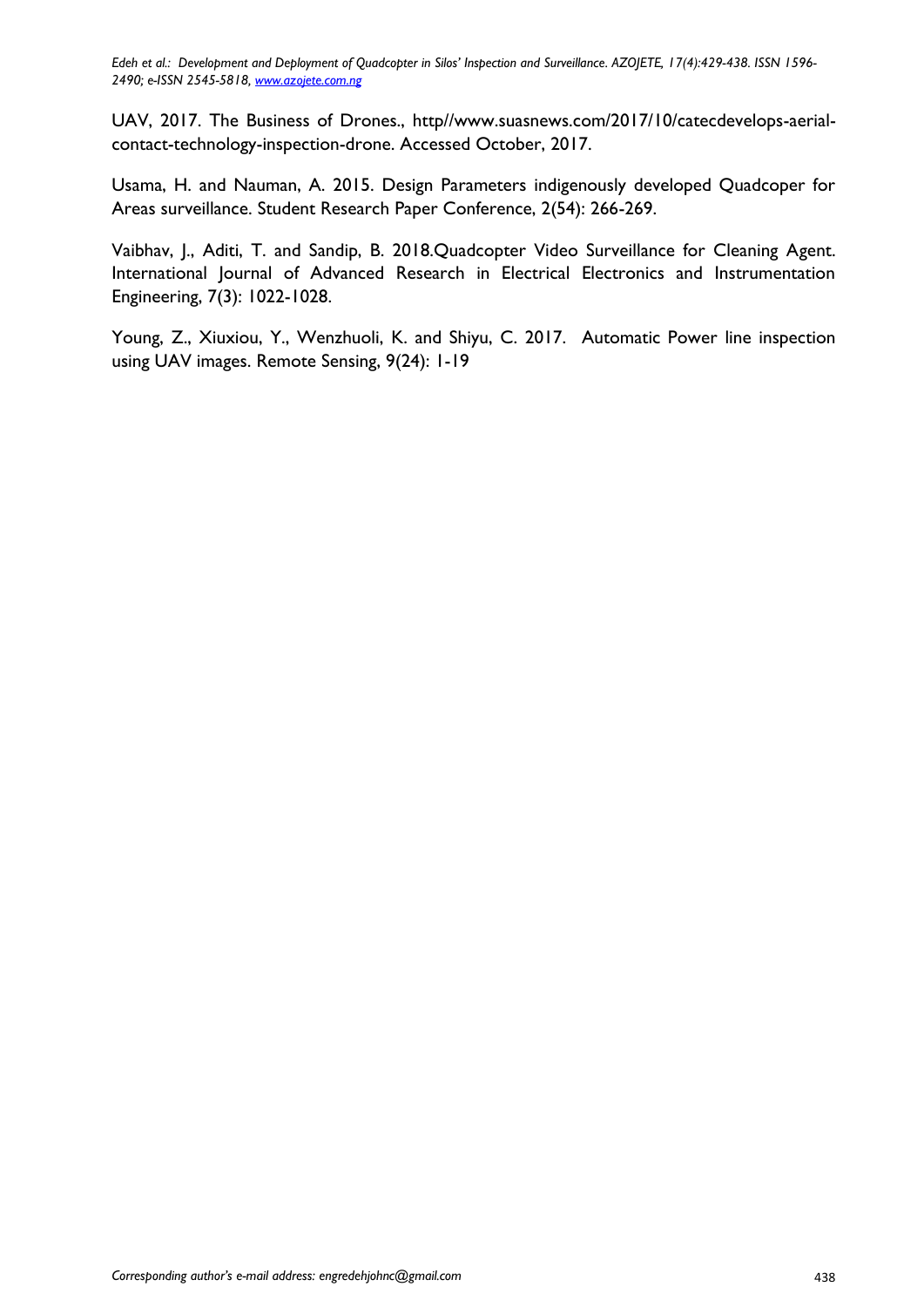UAV, 2017. The Business of Drones., http//www.suasnews.com/2017/10/catecdevelops-aerial-contact-technology-inspection-drone. Accessed October, 2017.

Usama, H. and Nauman, A. 2015. Design Parameters indigenously developed Quadcoper for Areas surveillance. Student Research Paper Conference, 2(54): 266-269.

Vaibhav, J., Aditi, T. and Sandip, B. 2018.Quadcopter Video Surveillance for Cleaning Agent. International Journal of Advanced Research in Electrical Electronics and Instrumentation Engineering, 7(3): 1022-1028.

Young, Z., Xiuxiou, Y., Wenzhuoli, K. and Shiyu, C. 2017. Automatic Power line inspection using UAV images. Remote Sensing, 9(24): 1-19

*Corresponding author's e-mail address: engredehjohnc@gmail.com*